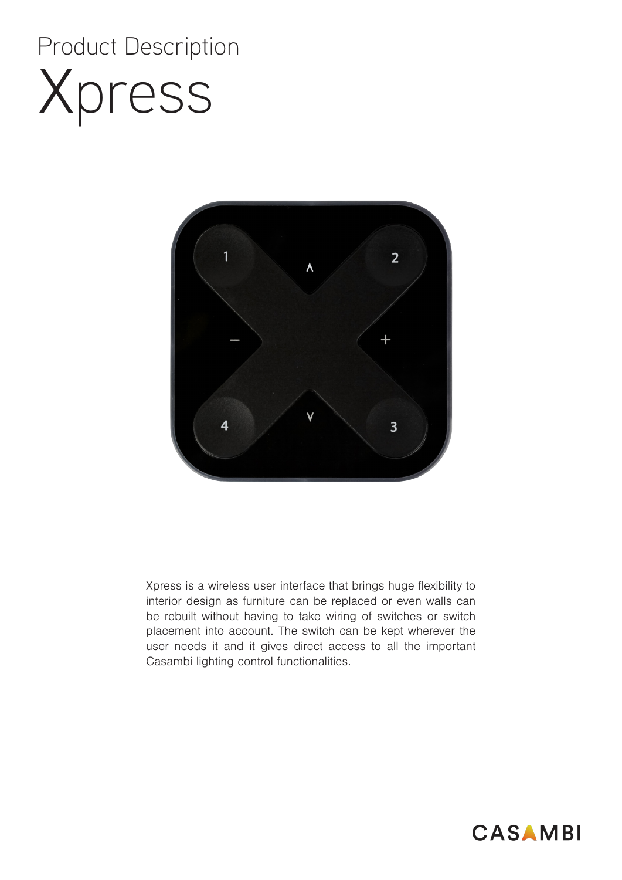Product Description

# Xpress

Xpress is a wireless user interface that brings huge flexibility to interior design as furniture can be replaced or even walls can be rebuilt without having to take wiring of switches or switch placement into account. The switch can be kept wherever the user needs it and it gives direct access to all the important Casambi lighting control functionalities.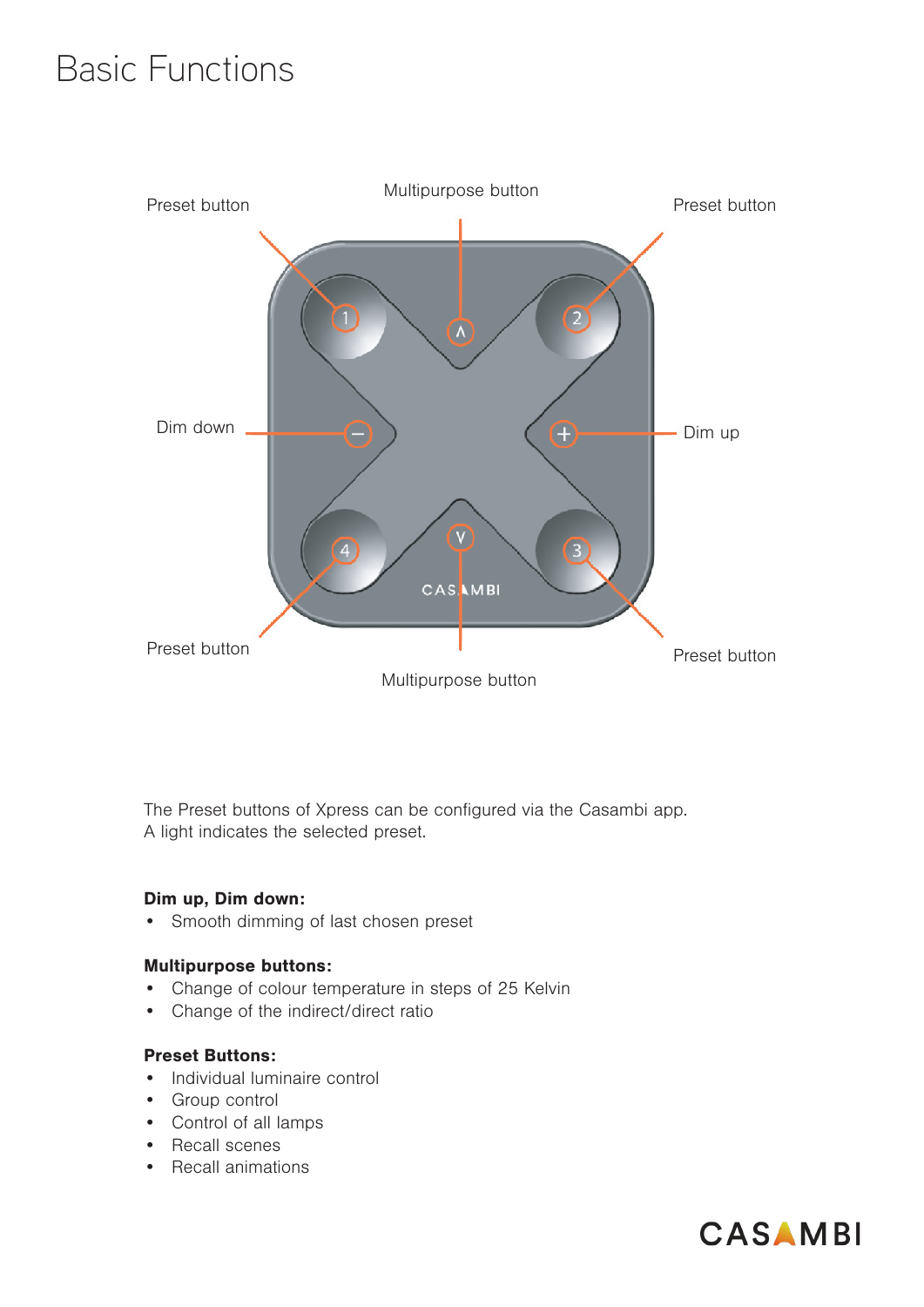# Basic Functions

Preset button

Multipurpose button

Preset button

Dim down

Dim up

Preset button

Multipurpose button

Preset button

The Preset buttons of Xpress can be configured via the Casambi app.
A light indicates the selected preset.

**Dim up, Dim down:**

- Smooth dimming of last chosen preset

**Multipurpose buttons:**

- Change of colour temperature in steps of 25 Kelvin
- Change of the indirect/direct ratio

**Preset Buttons:**

- Individual luminaire control
- Group control
- Control of all lamps
- Recall scenes
- Recall animations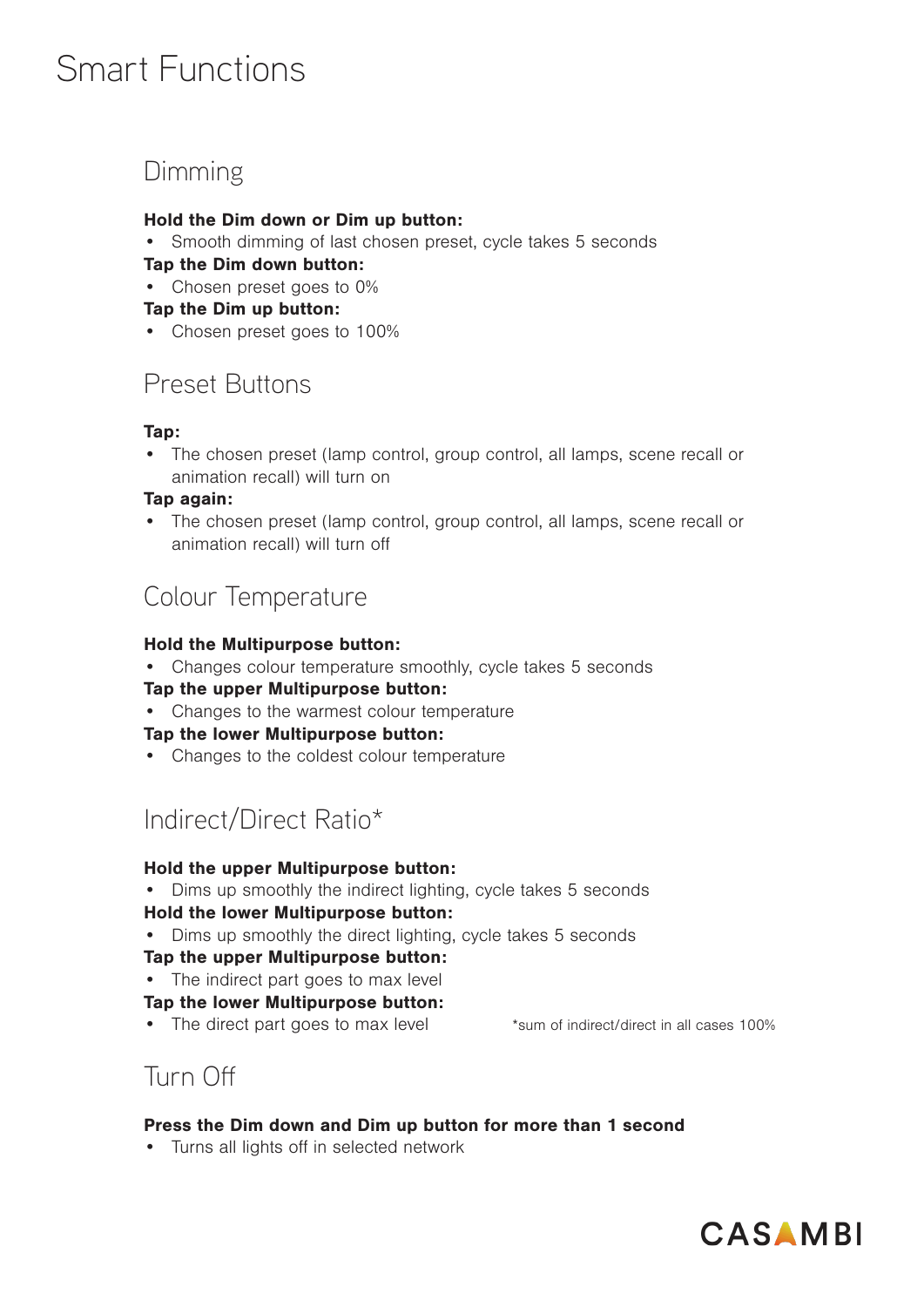# Smart Functions

## Dimming

**Hold the Dim down or Dim up button:**

- Smooth dimming of last chosen preset, cycle takes 5 seconds

**Tap the Dim down button:**

- Chosen preset goes to 0%

**Tap the Dim up button:**

- Chosen preset goes to 100%

## Preset Buttons

**Tap:**

- The chosen preset (lamp control, group control, all lamps, scene recall or animation recall) will turn on

**Tap again:**

- The chosen preset (lamp control, group control, all lamps, scene recall or animation recall) will turn off

## Colour Temperature

**Hold the Multipurpose button:**

- Changes colour temperature smoothly, cycle takes 5 seconds

**Tap the upper Multipurpose button:**

- Changes to the warmest colour temperature

**Tap the lower Multipurpose button:**

- Changes to the coldest colour temperature

## Indirect/Direct Ratio*

**Hold the upper Multipurpose button:**

- Dims up smoothly the indirect lighting, cycle takes 5 seconds

**Hold the lower Multipurpose button:**

- Dims up smoothly the direct lighting, cycle takes 5 seconds

**Tap the upper Multipurpose button:**

- The indirect part goes to max level

**Tap the lower Multipurpose button:**

- The direct part goes to max level

*sum of indirect/direct in all cases 100%

## Turn Off

**Press the Dim down and Dim up button for more than 1 second**

- Turns all lights off in selected network

CASAMBI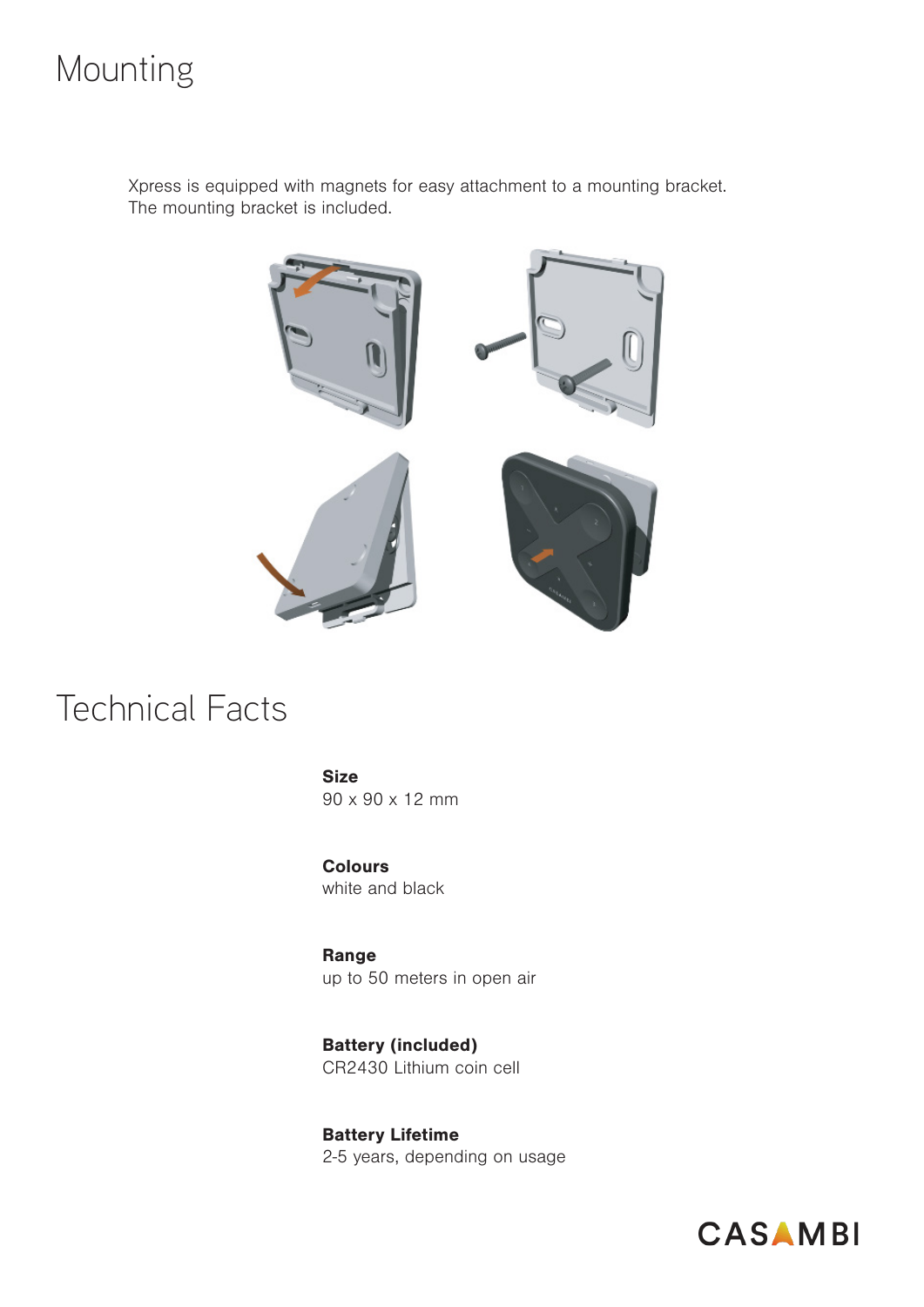# Mounting

Xpress is equipped with magnets for easy attachment to a mounting bracket.
The mounting bracket is included.

# Technical Facts

**Size**
90 x 90 x 12 mm

**Colours**
white and black

**Range**
up to 50 meters in open air

**Battery (included)**
CR2430 Lithium coin cell

**Battery Lifetime**
2-5 years, depending on usage

CASAMBI